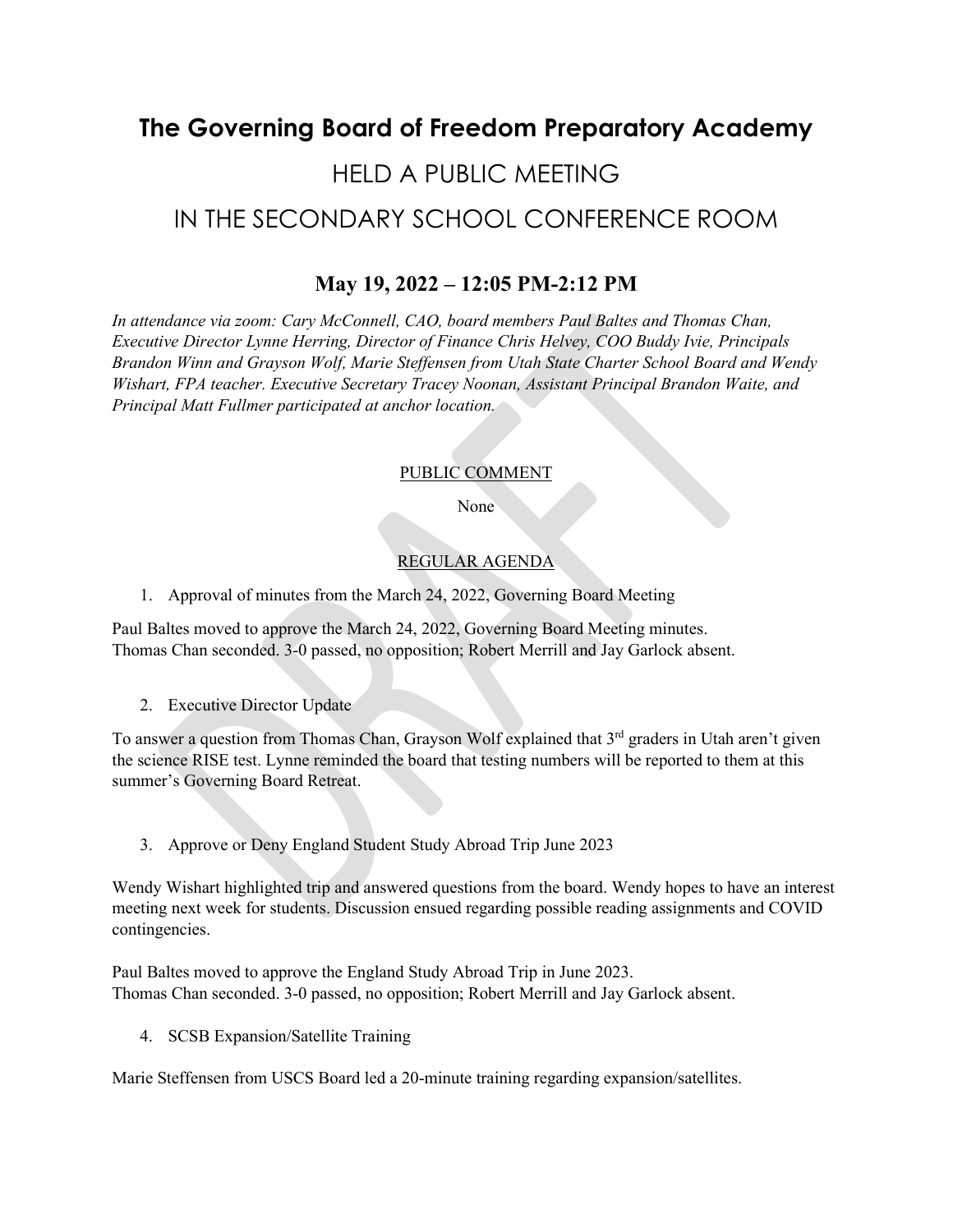# The Governing Board of Freedom Preparatory Academy

## HELD A PUBLIC MEETING

## IN THE SECONDARY SCHOOL CONFERENCE ROOM

### May 19, 2022 – 12:05 PM-2:12 PM

*In attendance via zoom: Cary McConnell, CAO, board members Paul Baltes and Thomas Chan, Executive Director Lynne Herring, Director of Finance Chris Helvey, COO Buddy Ivie, Principals Brandon Winn and Grayson Wolf, Marie Steffensen from Utah State Charter School Board and Wendy Wishart, FPA teacher. Executive Secretary Tracey Noonan, Assistant Principal Brandon Waite, and Principal Matt Fullmer participated at anchor location.*

PUBLIC COMMENT

None

REGULAR AGENDA

1. Approval of minutes from the March 24, 2022, Governing Board Meeting

Paul Baltes moved to approve the March 24, 2022, Governing Board Meeting minutes. Thomas Chan seconded. 3-0 passed, no opposition; Robert Merrill and Jay Garlock absent.

2. Executive Director Update

To answer a question from Thomas Chan, Grayson Wolf explained that 3rd graders in Utah aren't given the science RISE test. Lynne reminded the board that testing numbers will be reported to them at this summer's Governing Board Retreat.

3. Approve or Deny England Student Study Abroad Trip June 2023

Wendy Wishart highlighted trip and answered questions from the board. Wendy hopes to have an interest meeting next week for students. Discussion ensued regarding possible reading assignments and COVID contingencies.

Paul Baltes moved to approve the England Study Abroad Trip in June 2023. Thomas Chan seconded. 3-0 passed, no opposition; Robert Merrill and Jay Garlock absent.

4. SCSB Expansion/Satellite Training

Marie Steffensen from USCS Board led a 20-minute training regarding expansion/satellites.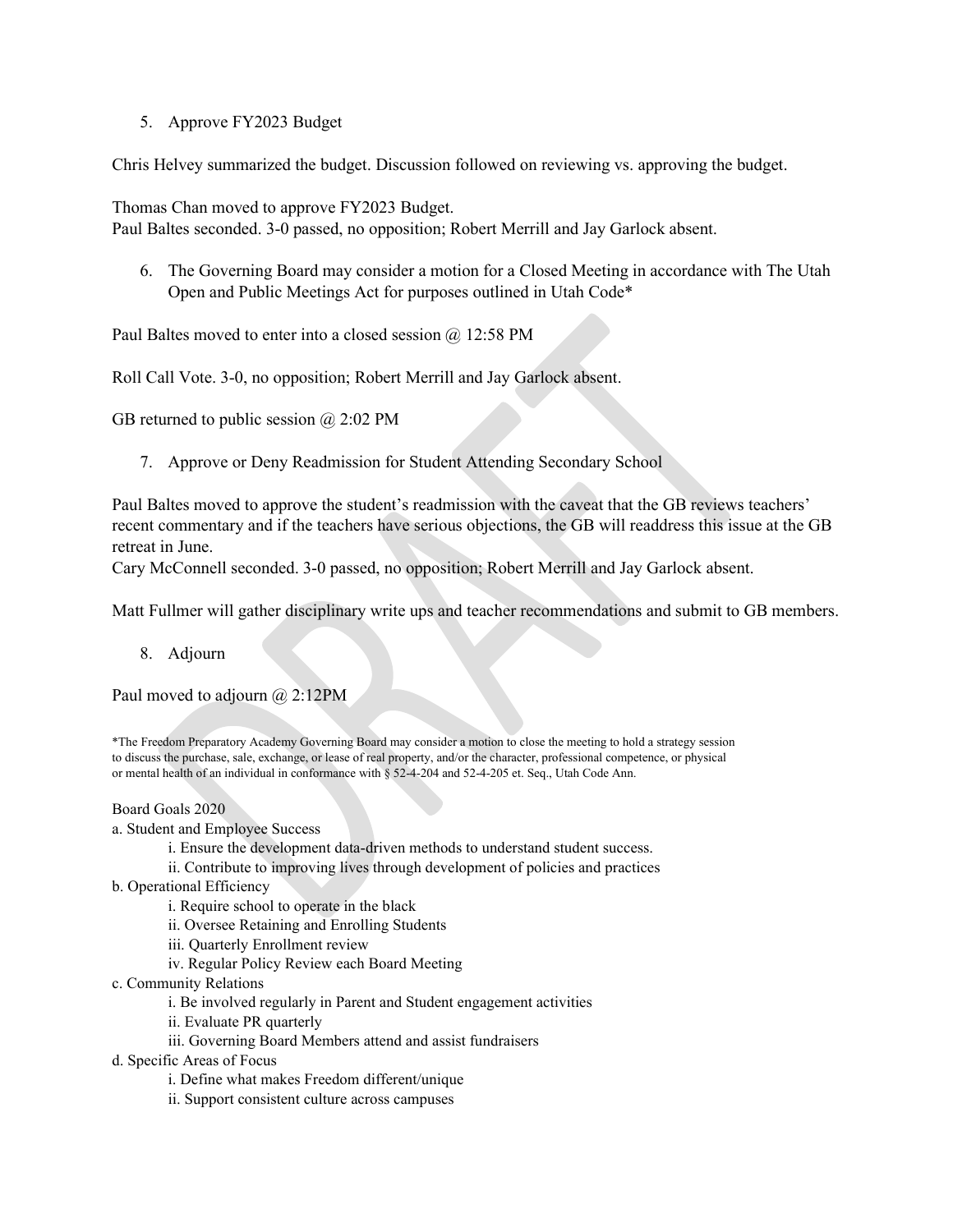5. Approve FY2023 Budget

Chris Helvey summarized the budget. Discussion followed on reviewing vs. approving the budget.

Thomas Chan moved to approve FY2023 Budget.
Paul Baltes seconded. 3-0 passed, no opposition; Robert Merrill and Jay Garlock absent.

6. The Governing Board may consider a motion for a Closed Meeting in accordance with The Utah Open and Public Meetings Act for purposes outlined in Utah Code*

Paul Baltes moved to enter into a closed session @ 12:58 PM

Roll Call Vote. 3-0, no opposition; Robert Merrill and Jay Garlock absent.

GB returned to public session @ 2:02 PM

7. Approve or Deny Readmission for Student Attending Secondary School

Paul Baltes moved to approve the student's readmission with the caveat that the GB reviews teachers' recent commentary and if the teachers have serious objections, the GB will readdress this issue at the GB retreat in June.
Cary McConnell seconded. 3-0 passed, no opposition; Robert Merrill and Jay Garlock absent.

Matt Fullmer will gather disciplinary write ups and teacher recommendations and submit to GB members.

8. Adjourn

Paul moved to adjourn @ 2:12PM

*The Freedom Preparatory Academy Governing Board may consider a motion to close the meeting to hold a strategy session to discuss the purchase, sale, exchange, or lease of real property, and/or the character, professional competence, or physical or mental health of an individual in conformance with § 52-4-204 and 52-4-205 et. Seq., Utah Code Ann.

Board Goals 2020

a. Student and Employee Success
   - i. Ensure the development data-driven methods to understand student success.
   - ii. Contribute to improving lives through development of policies and practices

b. Operational Efficiency
   - i. Require school to operate in the black
   - ii. Oversee Retaining and Enrolling Students
   - iii. Quarterly Enrollment review
   - iv. Regular Policy Review each Board Meeting

c. Community Relations
   - i. Be involved regularly in Parent and Student engagement activities
   - ii. Evaluate PR quarterly
   - iii. Governing Board Members attend and assist fundraisers

d. Specific Areas of Focus
   - i. Define what makes Freedom different/unique
   - ii. Support consistent culture across campuses